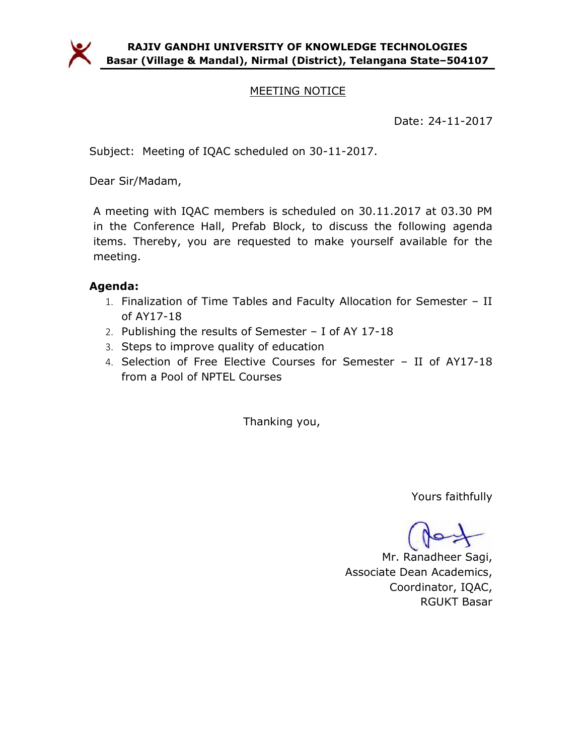**RAJIV GANDHI UNIVERSITY OF KNOWLEDGE TECHNOLOGIES**
**Basar (Village & Mandal), Nirmal (District), Telangana State–504107**

## MEETING NOTICE

Date: 24-11-2017

Subject: Meeting of IQAC scheduled on 30-11-2017.

Dear Sir/Madam,

A meeting with IQAC members is scheduled on 30.11.2017 at 03.30 PM in the Conference Hall, Prefab Block, to discuss the following agenda items. Thereby, you are requested to make yourself available for the meeting.

**Agenda:**

1. Finalization of Time Tables and Faculty Allocation for Semester – II of AY17-18
2. Publishing the results of Semester – I of AY 17-18
3. Steps to improve quality of education
4. Selection of Free Elective Courses for Semester – II of AY17-18 from a Pool of NPTEL Courses

Thanking you,

Yours faithfully

Mr. Ranadheer Sagi,
Associate Dean Academics,
Coordinator, IQAC,
RGUKT Basar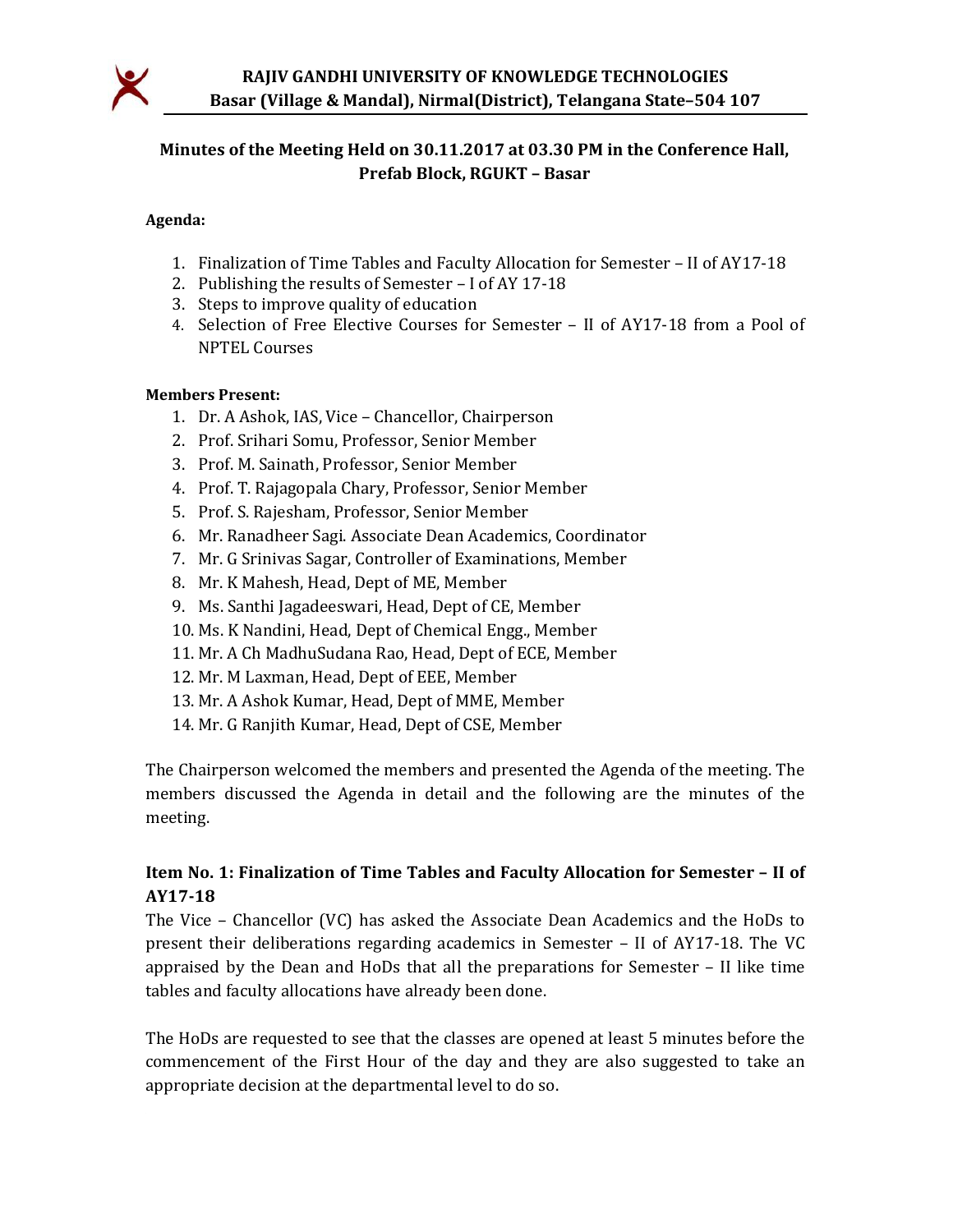# RAJIV GANDHI UNIVERSITY OF KNOWLEDGE TECHNOLOGIES

**Basar (Village & Mandal), Nirmal(District), Telangana State–504 107**

## Minutes of the Meeting Held on 30.11.2017 at 03.30 PM in the Conference Hall, Prefab Block, RGUKT – Basar

**Agenda:**

1. Finalization of Time Tables and Faculty Allocation for Semester – II of AY17-18
2. Publishing the results of Semester – I of AY 17-18
3. Steps to improve quality of education
4. Selection of Free Elective Courses for Semester – II of AY17-18 from a Pool of NPTEL Courses

**Members Present:**

1. Dr. A Ashok, IAS, Vice – Chancellor, Chairperson
2. Prof. Srihari Somu, Professor, Senior Member
3. Prof. M. Sainath, Professor, Senior Member
4. Prof. T. Rajagopala Chary, Professor, Senior Member
5. Prof. S. Rajesham, Professor, Senior Member
6. Mr. Ranadheer Sagi. Associate Dean Academics, Coordinator
7. Mr. G Srinivas Sagar, Controller of Examinations, Member
8. Mr. K Mahesh, Head, Dept of ME, Member
9. Ms. Santhi Jagadeeswari, Head, Dept of CE, Member
10. Ms. K Nandini, Head, Dept of Chemical Engg., Member
11. Mr. A Ch MadhuSudana Rao, Head, Dept of ECE, Member
12. Mr. M Laxman, Head, Dept of EEE, Member
13. Mr. A Ashok Kumar, Head, Dept of MME, Member
14. Mr. G Ranjith Kumar, Head, Dept of CSE, Member

The Chairperson welcomed the members and presented the Agenda of the meeting. The members discussed the Agenda in detail and the following are the minutes of the meeting.

### Item No. 1: Finalization of Time Tables and Faculty Allocation for Semester – II of AY17-18

The Vice – Chancellor (VC) has asked the Associate Dean Academics and the HoDs to present their deliberations regarding academics in Semester – II of AY17-18. The VC appraised by the Dean and HoDs that all the preparations for Semester – II like time tables and faculty allocations have already been done.

The HoDs are requested to see that the classes are opened at least 5 minutes before the commencement of the First Hour of the day and they are also suggested to take an appropriate decision at the departmental level to do so.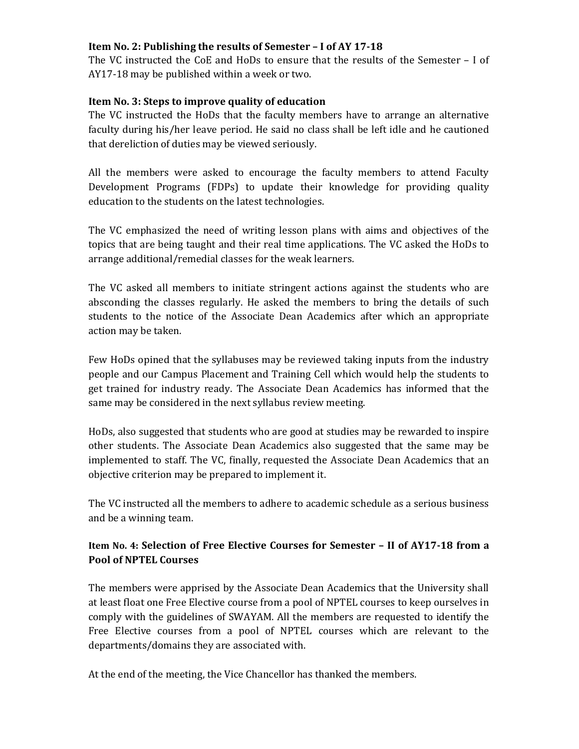**Item No. 2: Publishing the results of Semester – I of AY 17-18**

The VC instructed the CoE and HoDs to ensure that the results of the Semester – I of AY17-18 may be published within a week or two.

**Item No. 3: Steps to improve quality of education**

The VC instructed the HoDs that the faculty members have to arrange an alternative faculty during his/her leave period. He said no class shall be left idle and he cautioned that dereliction of duties may be viewed seriously.

All the members were asked to encourage the faculty members to attend Faculty Development Programs (FDPs) to update their knowledge for providing quality education to the students on the latest technologies.

The VC emphasized the need of writing lesson plans with aims and objectives of the topics that are being taught and their real time applications. The VC asked the HoDs to arrange additional/remedial classes for the weak learners.

The VC asked all members to initiate stringent actions against the students who are absconding the classes regularly. He asked the members to bring the details of such students to the notice of the Associate Dean Academics after which an appropriate action may be taken.

Few HoDs opined that the syllabuses may be reviewed taking inputs from the industry people and our Campus Placement and Training Cell which would help the students to get trained for industry ready. The Associate Dean Academics has informed that the same may be considered in the next syllabus review meeting.

HoDs, also suggested that students who are good at studies may be rewarded to inspire other students. The Associate Dean Academics also suggested that the same may be implemented to staff. The VC, finally, requested the Associate Dean Academics that an objective criterion may be prepared to implement it.

The VC instructed all the members to adhere to academic schedule as a serious business and be a winning team.

**Item No. 4: Selection of Free Elective Courses for Semester – II of AY17-18 from a Pool of NPTEL Courses**

The members were apprised by the Associate Dean Academics that the University shall at least float one Free Elective course from a pool of NPTEL courses to keep ourselves in comply with the guidelines of SWAYAM. All the members are requested to identify the Free Elective courses from a pool of NPTEL courses which are relevant to the departments/domains they are associated with.

At the end of the meeting, the Vice Chancellor has thanked the members.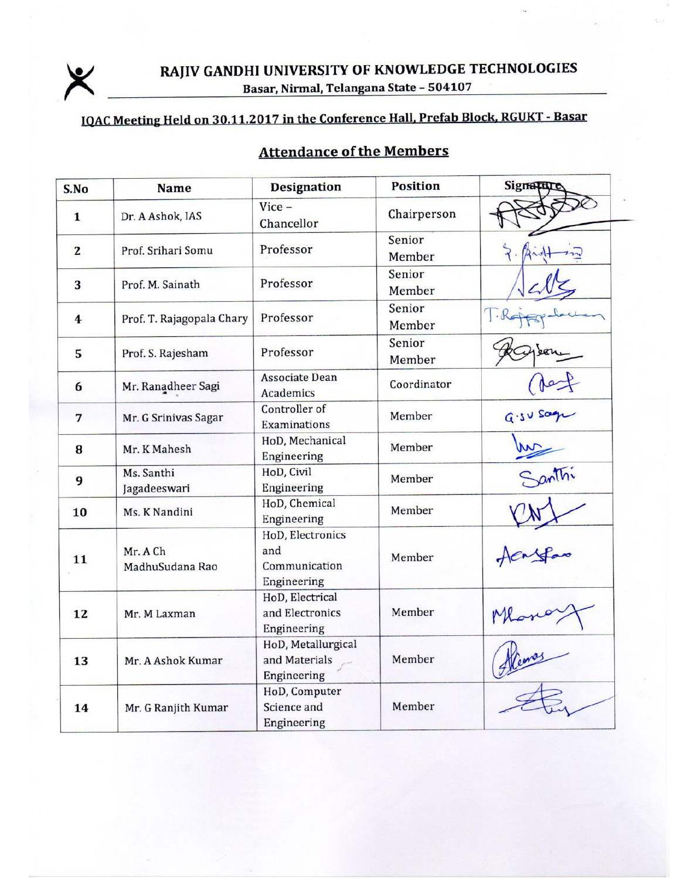# RAJIV GANDHI UNIVERSITY OF KNOWLEDGE TECHNOLOGIES

**Basar, Nirmal, Telangana State – 504107**

## IQAC Meeting Held on 30.11.2017 in the Conference Hall, Prefab Block, RGUKT - Basar

## Attendance of the Members

| S.No | Name | Designation | Position | Signature |
|---|---|---|---|---|
| 1 | Dr. A Ashok, IAS | Vice – Chancellor | Chairperson | |
| 2 | Prof. Srihari Somu | Professor | Senior Member | |
| 3 | Prof. M. Sainath | Professor | Senior Member | |
| 4 | Prof. T. Rajagopala Chary | Professor | Senior Member | |
| 5 | Prof. S. Rajesham | Professor | Senior Member | |
| 6 | Mr. Ranadheer Sagi | Associate Dean Academics | Coordinator | |
| 7 | Mr. G Srinivas Sagar | Controller of Examinations | Member | |
| 8 | Mr. K Mahesh | HoD, Mechanical Engineering | Member | |
| 9 | Ms. Santhi Jagadeeswari | HoD, Civil Engineering | Member | |
| 10 | Ms. K Nandini | HoD, Chemical Engineering | Member | |
| 11 | Mr. A Ch MadhuSudana Rao | HoD, Electronics and Communication Engineering | Member | |
| 12 | Mr. M Laxman | HoD, Electrical and Electronics Engineering | Member | |
| 13 | Mr. A Ashok Kumar | HoD, Metallurgical and Materials Engineering | Member | |
| 14 | Mr. G Ranjith Kumar | HoD, Computer Science and Engineering | Member | |